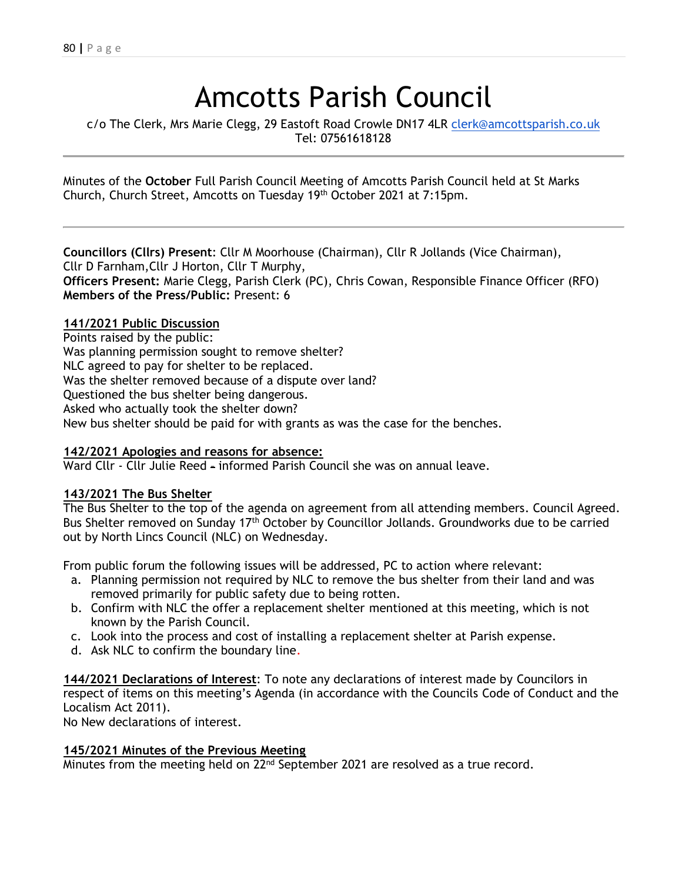# Amcotts Parish Council

c/o The Clerk, Mrs Marie Clegg, 29 Eastoft Road Crowle DN17 4LR clerk@amcottsparish.co.uk
Tel: 07561618128

---

Minutes of the **October** Full Parish Council Meeting of Amcotts Parish Council held at St Marks Church, Church Street, Amcotts on Tuesday 19th October 2021 at 7:15pm.

---

**Councillors (Cllrs) Present**: Cllr M Moorhouse (Chairman), Cllr R Jollands (Vice Chairman), Cllr D Farnham,Cllr J Horton, Cllr T Murphy,
**Officers Present:** Marie Clegg, Parish Clerk (PC), Chris Cowan, Responsible Finance Officer (RFO)
**Members of the Press/Public:** Present: 6

**141/2021 Public Discussion**

Points raised by the public:
Was planning permission sought to remove shelter?
NLC agreed to pay for shelter to be replaced.
Was the shelter removed because of a dispute over land?
Questioned the bus shelter being dangerous.
Asked who actually took the shelter down?
New bus shelter should be paid for with grants as was the case for the benches.

**142/2021 Apologies and reasons for absence:**

Ward Cllr - Cllr Julie Reed - informed Parish Council she was on annual leave.

**143/2021 The Bus Shelter**

The Bus Shelter to the top of the agenda on agreement from all attending members. Council Agreed. Bus Shelter removed on Sunday 17th October by Councillor Jollands. Groundworks due to be carried out by North Lincs Council (NLC) on Wednesday.

From public forum the following issues will be addressed, PC to action where relevant:

a. Planning permission not required by NLC to remove the bus shelter from their land and was removed primarily for public safety due to being rotten.
b. Confirm with NLC the offer a replacement shelter mentioned at this meeting, which is not known by the Parish Council.
c. Look into the process and cost of installing a replacement shelter at Parish expense.
d. Ask NLC to confirm the boundary line.

**144/2021 Declarations of Interest**: To note any declarations of interest made by Councilors in respect of items on this meeting's Agenda (in accordance with the Councils Code of Conduct and the Localism Act 2011).
No New declarations of interest.

**145/2021 Minutes of the Previous Meeting**

Minutes from the meeting held on 22nd September 2021 are resolved as a true record.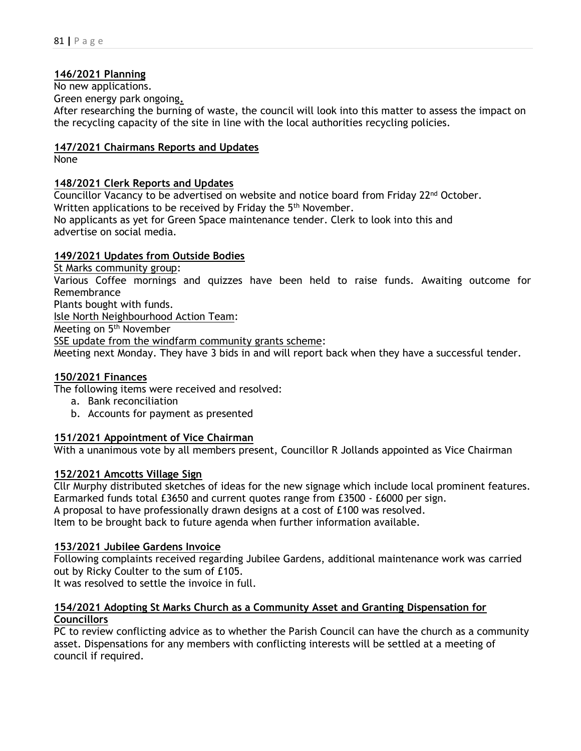**146/2021 Planning**

No new applications.

Green energy park ongoing.

After researching the burning of waste, the council will look into this matter to assess the impact on the recycling capacity of the site in line with the local authorities recycling policies.

**147/2021 Chairmans Reports and Updates**

None

**148/2021 Clerk Reports and Updates**

Councillor Vacancy to be advertised on website and notice board from Friday 22nd October.
Written applications to be received by Friday the 5th November.
No applicants as yet for Green Space maintenance tender. Clerk to look into this and advertise on social media.

**149/2021 Updates from Outside Bodies**

St Marks community group:
Various Coffee mornings and quizzes have been held to raise funds. Awaiting outcome for Remembrance
Plants bought with funds.
Isle North Neighbourhood Action Team:
Meeting on 5th November
SSE update from the windfarm community grants scheme:
Meeting next Monday. They have 3 bids in and will report back when they have a successful tender.

**150/2021 Finances**

The following items were received and resolved:

a. Bank reconciliation
b. Accounts for payment as presented

**151/2021 Appointment of Vice Chairman**

With a unanimous vote by all members present, Councillor R Jollands appointed as Vice Chairman

**152/2021 Amcotts Village Sign**

Cllr Murphy distributed sketches of ideas for the new signage which include local prominent features.
Earmarked funds total £3650 and current quotes range from £3500 - £6000 per sign.
A proposal to have professionally drawn designs at a cost of £100 was resolved.
Item to be brought back to future agenda when further information available.

**153/2021 Jubilee Gardens Invoice**

Following complaints received regarding Jubilee Gardens, additional maintenance work was carried out by Ricky Coulter to the sum of £105.
It was resolved to settle the invoice in full.

**154/2021 Adopting St Marks Church as a Community Asset and Granting Dispensation for Councillors**

PC to review conflicting advice as to whether the Parish Council can have the church as a community asset. Dispensations for any members with conflicting interests will be settled at a meeting of council if required.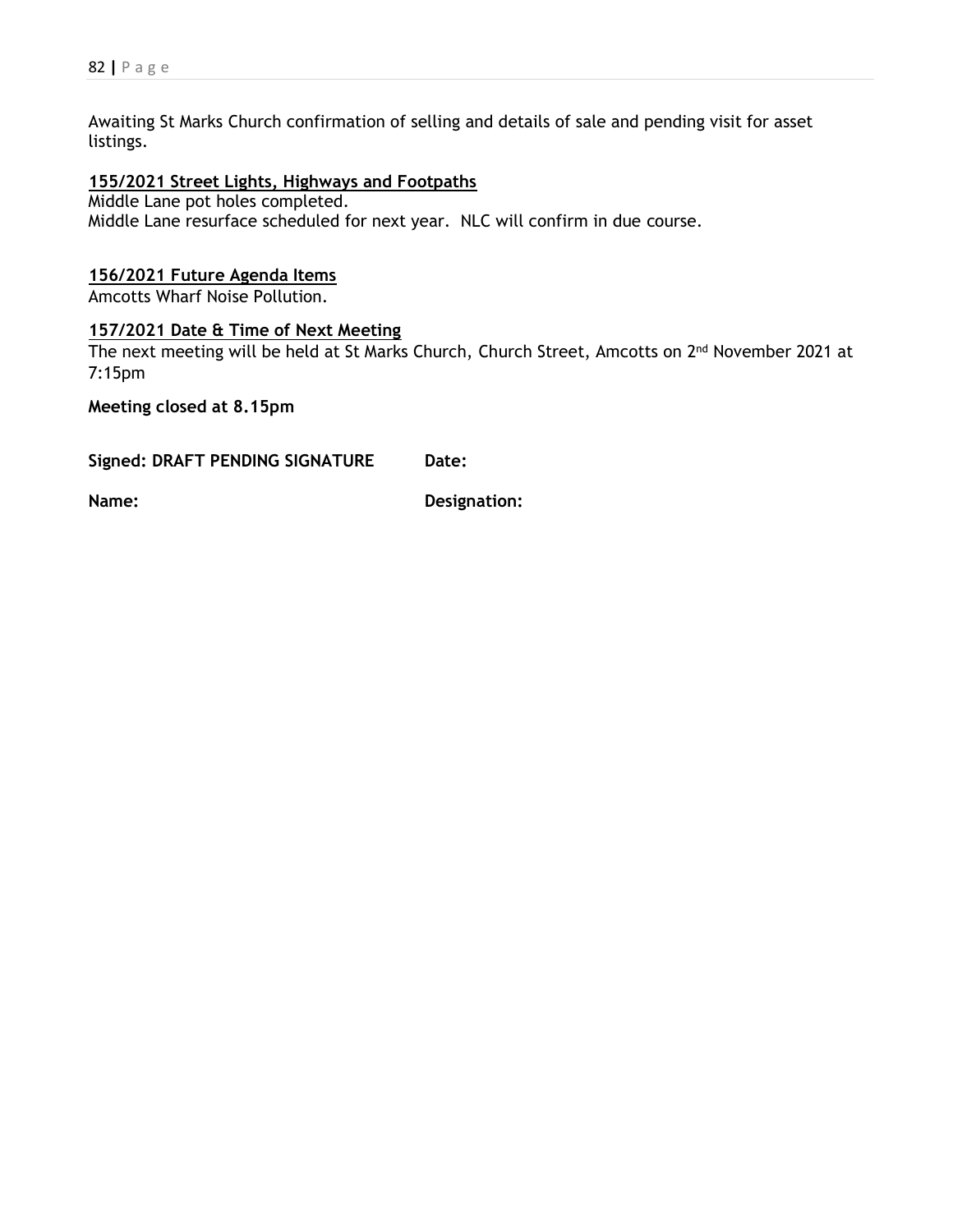Awaiting St Marks Church confirmation of selling and details of sale and pending visit for asset listings.

**155/2021 Street Lights, Highways and Footpaths**

Middle Lane pot holes completed.
Middle Lane resurface scheduled for next year. NLC will confirm in due course.

**156/2021 Future Agenda Items**

Amcotts Wharf Noise Pollution.

**157/2021 Date & Time of Next Meeting**

The next meeting will be held at St Marks Church, Church Street, Amcotts on 2nd November 2021 at 7:15pm

**Meeting closed at 8.15pm**

**Signed: DRAFT PENDING SIGNATURE** **Date:**

**Name:** **Designation:**